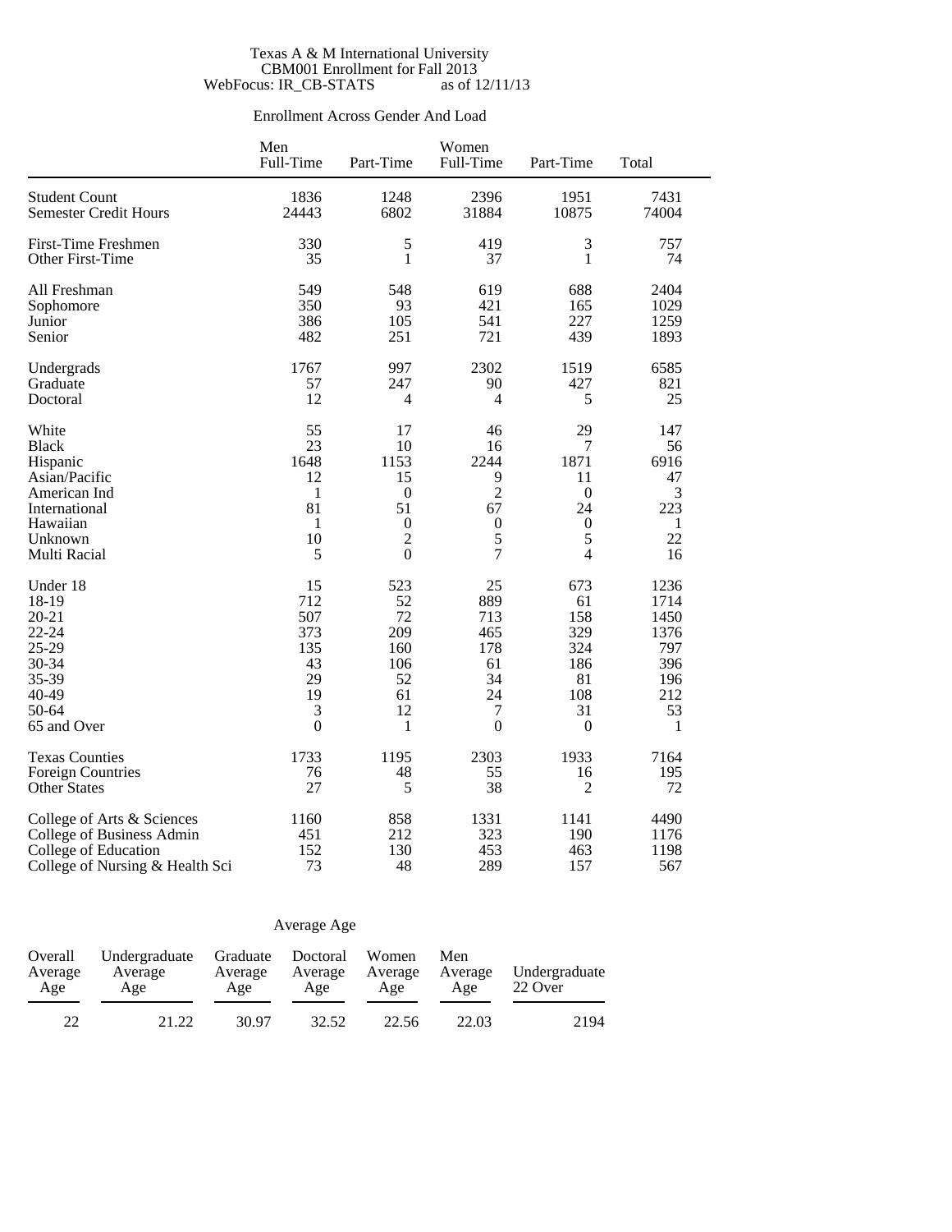Texas A & M International University
CBM001 Enrollment for Fall 2013
WebFocus: IR_CB-STATS as of 12/11/13

## Enrollment Across Gender And Load

| | Men | | Women | | |
|---|---|---|---|---|---|
| | Full-Time | Part-Time | Full-Time | Part-Time | Total |
| Student Count | 1836 | 1248 | 2396 | 1951 | 7431 |
| Semester Credit Hours | 24443 | 6802 | 31884 | 10875 | 74004 |
| First-Time Freshmen | 330 | 5 | 419 | 3 | 757 |
| Other First-Time | 35 | 1 | 37 | 1 | 74 |
| All Freshman | 549 | 548 | 619 | 688 | 2404 |
| Sophomore | 350 | 93 | 421 | 165 | 1029 |
| Junior | 386 | 105 | 541 | 227 | 1259 |
| Senior | 482 | 251 | 721 | 439 | 1893 |
| Undergrads | 1767 | 997 | 2302 | 1519 | 6585 |
| Graduate | 57 | 247 | 90 | 427 | 821 |
| Doctoral | 12 | 4 | 4 | 5 | 25 |
| White | 55 | 17 | 46 | 29 | 147 |
| Black | 23 | 10 | 16 | 7 | 56 |
| Hispanic | 1648 | 1153 | 2244 | 1871 | 6916 |
| Asian/Pacific | 12 | 15 | 9 | 11 | 47 |
| American Ind | 1 | 0 | 2 | 0 | 3 |
| International | 81 | 51 | 67 | 24 | 223 |
| Hawaiian | 1 | 0 | 0 | 0 | 1 |
| Unknown | 10 | 2 | 5 | 5 | 22 |
| Multi Racial | 5 | 0 | 7 | 4 | 16 |
| Under 18 | 15 | 523 | 25 | 673 | 1236 |
| 18-19 | 712 | 52 | 889 | 61 | 1714 |
| 20-21 | 507 | 72 | 713 | 158 | 1450 |
| 22-24 | 373 | 209 | 465 | 329 | 1376 |
| 25-29 | 135 | 160 | 178 | 324 | 797 |
| 30-34 | 43 | 106 | 61 | 186 | 396 |
| 35-39 | 29 | 52 | 34 | 81 | 196 |
| 40-49 | 19 | 61 | 24 | 108 | 212 |
| 50-64 | 3 | 12 | 7 | 31 | 53 |
| 65 and Over | 0 | 1 | 0 | 0 | 1 |
| Texas Counties | 1733 | 1195 | 2303 | 1933 | 7164 |
| Foreign Countries | 76 | 48 | 55 | 16 | 195 |
| Other States | 27 | 5 | 38 | 2 | 72 |
| College of Arts & Sciences | 1160 | 858 | 1331 | 1141 | 4490 |
| College of Business Admin | 451 | 212 | 323 | 190 | 1176 |
| College of Education | 152 | 130 | 453 | 463 | 1198 |
| College of Nursing & Health Sci | 73 | 48 | 289 | 157 | 567 |

## Average Age

| Overall Average Age | Undergraduate Average Age | Graduate Average Age | Doctoral Average Age | Women Average Age | Men Average Age | Undergraduate 22 Over |
|---|---|---|---|---|---|---|
| 22 | 21.22 | 30.97 | 32.52 | 22.56 | 22.03 | 2194 |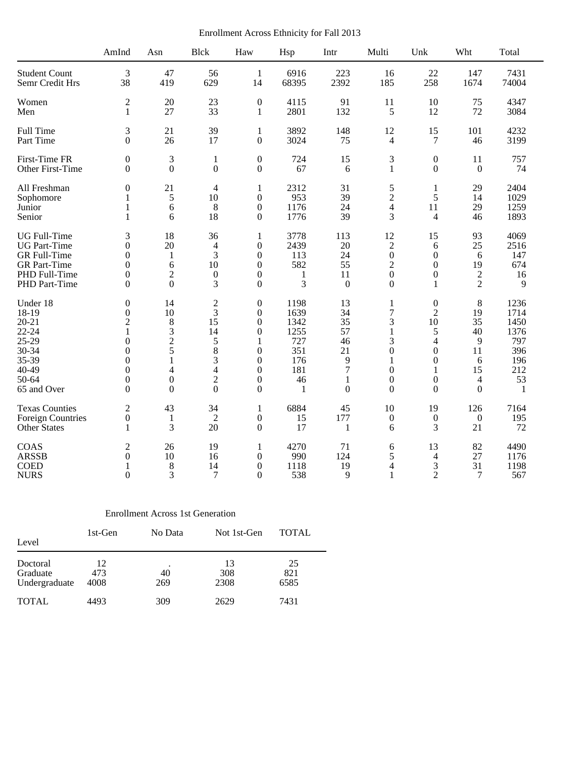Enrollment Across Ethnicity for Fall 2013

| | AmInd | Asn | Blck | Haw | Hsp | Intr | Multi | Unk | Wht | Total |
|---|---|---|---|---|---|---|---|---|---|---|
| Student Count | 3 | 47 | 56 | 1 | 6916 | 223 | 16 | 22 | 147 | 7431 |
| Semr Credit Hrs | 38 | 419 | 629 | 14 | 68395 | 2392 | 185 | 258 | 1674 | 74004 |
| Women | 2 | 20 | 23 | 0 | 4115 | 91 | 11 | 10 | 75 | 4347 |
| Men | 1 | 27 | 33 | 1 | 2801 | 132 | 5 | 12 | 72 | 3084 |
| Full Time | 3 | 21 | 39 | 1 | 3892 | 148 | 12 | 15 | 101 | 4232 |
| Part Time | 0 | 26 | 17 | 0 | 3024 | 75 | 4 | 7 | 46 | 3199 |
| First-Time FR | 0 | 3 | 1 | 0 | 724 | 15 | 3 | 0 | 11 | 757 |
| Other First-Time | 0 | 0 | 0 | 0 | 67 | 6 | 1 | 0 | 0 | 74 |
| All Freshman | 0 | 21 | 4 | 1 | 2312 | 31 | 5 | 1 | 29 | 2404 |
| Sophomore | 1 | 5 | 10 | 0 | 953 | 39 | 2 | 5 | 14 | 1029 |
| Junior | 1 | 6 | 8 | 0 | 1176 | 24 | 4 | 11 | 29 | 1259 |
| Senior | 1 | 6 | 18 | 0 | 1776 | 39 | 3 | 4 | 46 | 1893 |
| UG Full-Time | 3 | 18 | 36 | 1 | 3778 | 113 | 12 | 15 | 93 | 4069 |
| UG Part-Time | 0 | 20 | 4 | 0 | 2439 | 20 | 2 | 6 | 25 | 2516 |
| GR Full-Time | 0 | 1 | 3 | 0 | 113 | 24 | 0 | 0 | 6 | 147 |
| GR Part-Time | 0 | 6 | 10 | 0 | 582 | 55 | 2 | 0 | 19 | 674 |
| PHD Full-Time | 0 | 2 | 0 | 0 | 1 | 11 | 0 | 0 | 2 | 16 |
| PHD Part-Time | 0 | 0 | 3 | 0 | 3 | 0 | 0 | 1 | 2 | 9 |
| Under 18 | 0 | 14 | 2 | 0 | 1198 | 13 | 1 | 0 | 8 | 1236 |
| 18-19 | 0 | 10 | 3 | 0 | 1639 | 34 | 7 | 2 | 19 | 1714 |
| 20-21 | 2 | 8 | 15 | 0 | 1342 | 35 | 3 | 10 | 35 | 1450 |
| 22-24 | 1 | 3 | 14 | 0 | 1255 | 57 | 1 | 5 | 40 | 1376 |
| 25-29 | 0 | 2 | 5 | 1 | 727 | 46 | 3 | 4 | 9 | 797 |
| 30-34 | 0 | 5 | 8 | 0 | 351 | 21 | 0 | 0 | 11 | 396 |
| 35-39 | 0 | 1 | 3 | 0 | 176 | 9 | 1 | 0 | 6 | 196 |
| 40-49 | 0 | 4 | 4 | 0 | 181 | 7 | 0 | 1 | 15 | 212 |
| 50-64 | 0 | 0 | 2 | 0 | 46 | 1 | 0 | 0 | 4 | 53 |
| 65 and Over | 0 | 0 | 0 | 0 | 1 | 0 | 0 | 0 | 0 | 1 |
| Texas Counties | 2 | 43 | 34 | 1 | 6884 | 45 | 10 | 19 | 126 | 7164 |
| Foreign Countries | 0 | 1 | 2 | 0 | 15 | 177 | 0 | 0 | 0 | 195 |
| Other States | 1 | 3 | 20 | 0 | 17 | 1 | 6 | 3 | 21 | 72 |
| COAS | 2 | 26 | 19 | 1 | 4270 | 71 | 6 | 13 | 82 | 4490 |
| ARSSB | 0 | 10 | 16 | 0 | 990 | 124 | 5 | 4 | 27 | 1176 |
| COED | 1 | 8 | 14 | 0 | 1118 | 19 | 4 | 3 | 31 | 1198 |
| NURS | 0 | 3 | 7 | 0 | 538 | 9 | 1 | 2 | 7 | 567 |

Enrollment Across 1st Generation

| Level | 1st-Gen | No Data | Not 1st-Gen | TOTAL |
|---|---|---|---|---|
| Doctoral | 12 | . | 13 | 25 |
| Graduate | 473 | 40 | 308 | 821 |
| Undergraduate | 4008 | 269 | 2308 | 6585 |
| TOTAL | 4493 | 309 | 2629 | 7431 |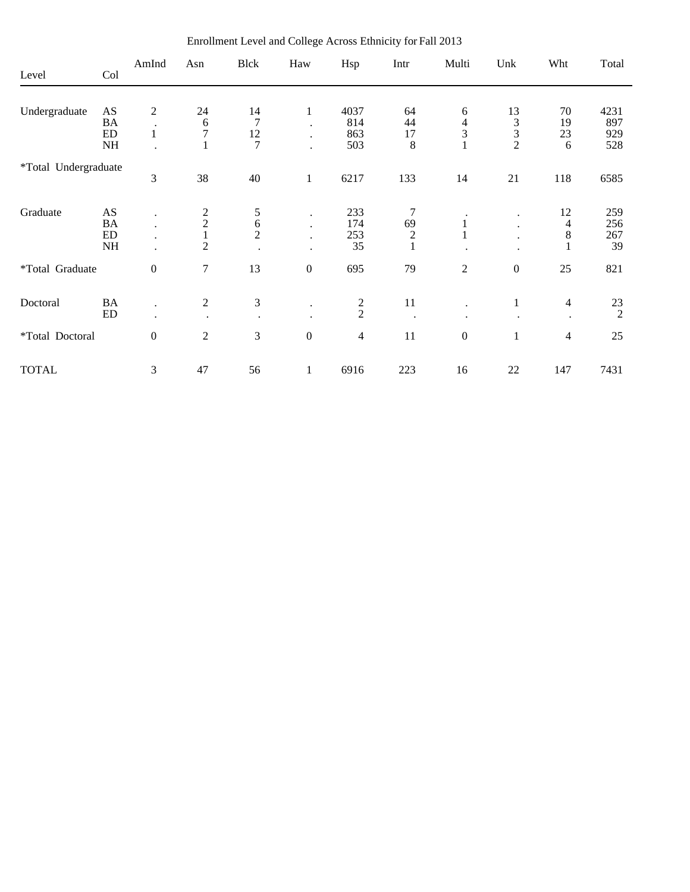Enrollment Level and College Across Ethnicity for Fall 2013

| Level | Col | AmInd | Asn | Blck | Haw | Hsp | Intr | Multi | Unk | Wht | Total |
|---|---|---|---|---|---|---|---|---|---|---|---|
| Undergraduate | AS | 2 | 24 | 14 | 1 | 4037 | 64 | 6 | 13 | 70 | 4231 |
| | BA | . | 6 | 7 | . | 814 | 44 | 4 | 3 | 19 | 897 |
| | ED | 1 | 7 | 12 | . | 863 | 17 | 3 | 3 | 23 | 929 |
| | NH | . | 1 | 7 | . | 503 | 8 | 1 | 2 | 6 | 528 |
| *Total Undergraduate | | 3 | 38 | 40 | 1 | 6217 | 133 | 14 | 21 | 118 | 6585 |
| Graduate | AS | . | 2 | 5 | . | 233 | 7 | . | . | 12 | 259 |
| | BA | . | 2 | 6 | . | 174 | 69 | 1 | . | 4 | 256 |
| | ED | . | 1 | 2 | . | 253 | 2 | 1 | . | 8 | 267 |
| | NH | . | 2 | . | . | 35 | 1 | . | . | 1 | 39 |
| *Total Graduate | | 0 | 7 | 13 | 0 | 695 | 79 | 2 | 0 | 25 | 821 |
| Doctoral | BA | . | 2 | 3 | . | 2 | 11 | . | 1 | 4 | 23 |
| | ED | . | . | . | . | 2 | . | . | . | . | 2 |
| *Total Doctoral | | 0 | 2 | 3 | 0 | 4 | 11 | 0 | 1 | 4 | 25 |
| TOTAL | | 3 | 47 | 56 | 1 | 6916 | 223 | 16 | 22 | 147 | 7431 |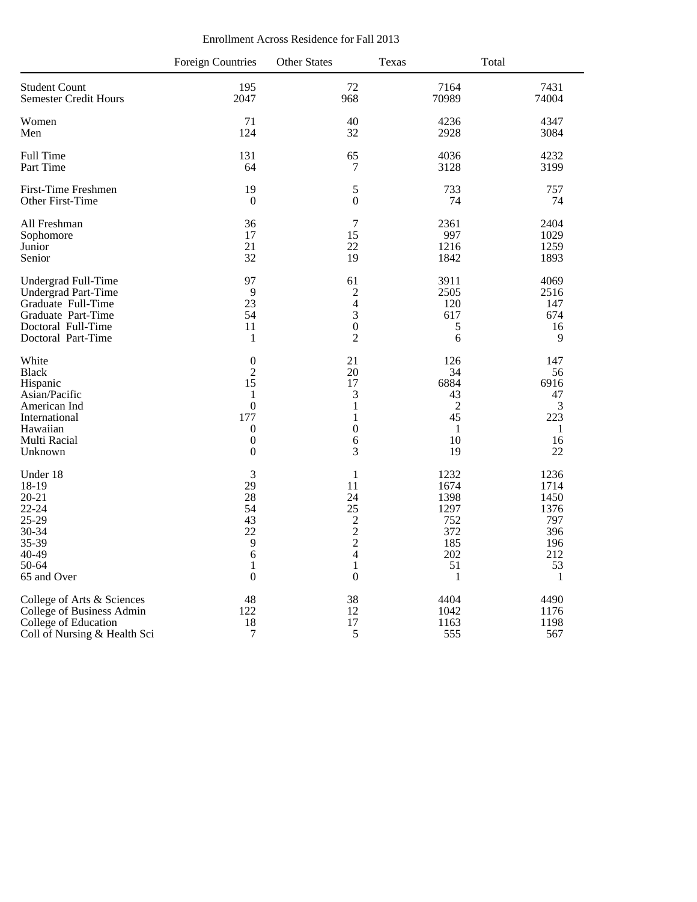Enrollment Across Residence for Fall 2013

| | Foreign Countries | Other States | Texas | Total |
|---|---|---|---|---|
| Student Count | 195 | 72 | 7164 | 7431 |
| Semester Credit Hours | 2047 | 968 | 70989 | 74004 |
| Women | 71 | 40 | 4236 | 4347 |
| Men | 124 | 32 | 2928 | 3084 |
| Full Time | 131 | 65 | 4036 | 4232 |
| Part Time | 64 | 7 | 3128 | 3199 |
| First-Time Freshmen | 19 | 5 | 733 | 757 |
| Other First-Time | 0 | 0 | 74 | 74 |
| All Freshman | 36 | 7 | 2361 | 2404 |
| Sophomore | 17 | 15 | 997 | 1029 |
| Junior | 21 | 22 | 1216 | 1259 |
| Senior | 32 | 19 | 1842 | 1893 |
| Undergrad Full-Time | 97 | 61 | 3911 | 4069 |
| Undergrad Part-Time | 9 | 2 | 2505 | 2516 |
| Graduate Full-Time | 23 | 4 | 120 | 147 |
| Graduate Part-Time | 54 | 3 | 617 | 674 |
| Doctoral Full-Time | 11 | 0 | 5 | 16 |
| Doctoral Part-Time | 1 | 2 | 6 | 9 |
| White | 0 | 21 | 126 | 147 |
| Black | 2 | 20 | 34 | 56 |
| Hispanic | 15 | 17 | 6884 | 6916 |
| Asian/Pacific | 1 | 3 | 43 | 47 |
| American Ind | 0 | 1 | 2 | 3 |
| International | 177 | 1 | 45 | 223 |
| Hawaiian | 0 | 0 | 1 | 1 |
| Multi Racial | 0 | 6 | 10 | 16 |
| Unknown | 0 | 3 | 19 | 22 |
| Under 18 | 3 | 1 | 1232 | 1236 |
| 18-19 | 29 | 11 | 1674 | 1714 |
| 20-21 | 28 | 24 | 1398 | 1450 |
| 22-24 | 54 | 25 | 1297 | 1376 |
| 25-29 | 43 | 2 | 752 | 797 |
| 30-34 | 22 | 2 | 372 | 396 |
| 35-39 | 9 | 2 | 185 | 196 |
| 40-49 | 6 | 4 | 202 | 212 |
| 50-64 | 1 | 1 | 51 | 53 |
| 65 and Over | 0 | 0 | 1 | 1 |
| College of Arts & Sciences | 48 | 38 | 4404 | 4490 |
| College of Business Admin | 122 | 12 | 1042 | 1176 |
| College of Education | 18 | 17 | 1163 | 1198 |
| Coll of Nursing & Health Sci | 7 | 5 | 555 | 567 |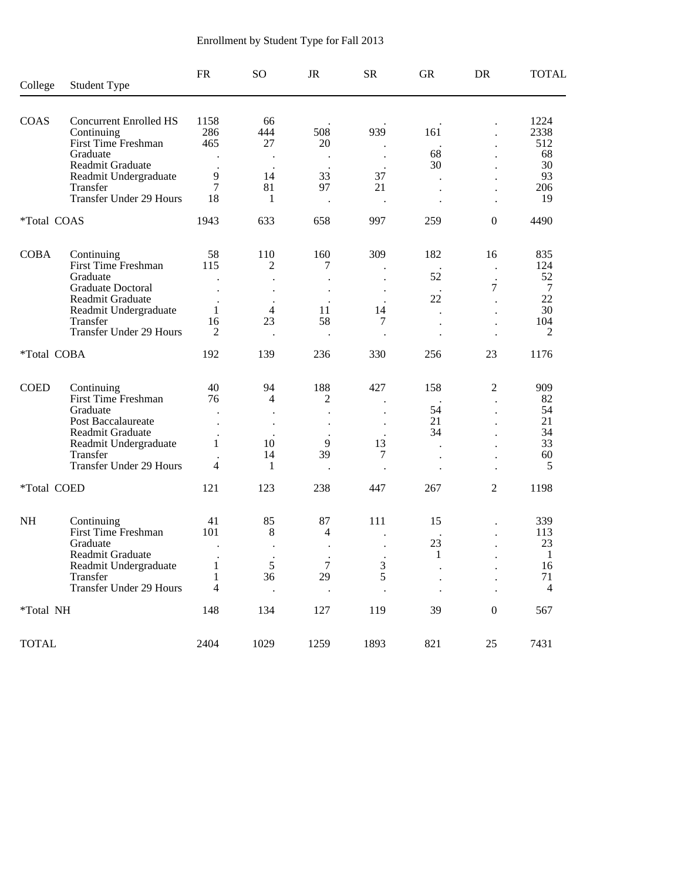# Enrollment by Student Type for Fall 2013

| College | Student Type | FR | SO | JR | SR | GR | DR | TOTAL |
|---|---|---|---|---|---|---|---|---|
| COAS | Concurrent Enrolled HS | 1158 | 66 | . | . | . | . | 1224 |
| | Continuing | 286 | 444 | 508 | 939 | 161 | . | 2338 |
| | First Time Freshman | 465 | 27 | 20 | . | . | . | 512 |
| | Graduate | . | . | . | . | 68 | . | 68 |
| | Readmit Graduate | . | . | . | . | 30 | . | 30 |
| | Readmit Undergraduate | 9 | 14 | 33 | 37 | . | . | 93 |
| | Transfer | 7 | 81 | 97 | 21 | . | . | 206 |
| | Transfer Under 29 Hours | 18 | 1 | . | . | . | . | 19 |
| *Total COAS | | 1943 | 633 | 658 | 997 | 259 | 0 | 4490 |
| COBA | Continuing | 58 | 110 | 160 | 309 | 182 | 16 | 835 |
| | First Time Freshman | 115 | 2 | 7 | . | . | . | 124 |
| | Graduate | . | . | . | . | 52 | . | 52 |
| | Graduate Doctoral | . | . | . | . | . | 7 | 7 |
| | Readmit Graduate | . | . | . | . | 22 | . | 22 |
| | Readmit Undergraduate | 1 | 4 | 11 | 14 | . | . | 30 |
| | Transfer | 16 | 23 | 58 | 7 | . | . | 104 |
| | Transfer Under 29 Hours | 2 | . | . | . | . | . | 2 |
| *Total COBA | | 192 | 139 | 236 | 330 | 256 | 23 | 1176 |
| COED | Continuing | 40 | 94 | 188 | 427 | 158 | 2 | 909 |
| | First Time Freshman | 76 | 4 | 2 | . | . | . | 82 |
| | Graduate | . | . | . | . | 54 | . | 54 |
| | Post Baccalaureate | . | . | . | . | 21 | . | 21 |
| | Readmit Graduate | . | . | . | . | 34 | . | 34 |
| | Readmit Undergraduate | 1 | 10 | 9 | 13 | . | . | 33 |
| | Transfer | . | 14 | 39 | 7 | . | . | 60 |
| | Transfer Under 29 Hours | 4 | 1 | . | . | . | . | 5 |
| *Total COED | | 121 | 123 | 238 | 447 | 267 | 2 | 1198 |
| NH | Continuing | 41 | 85 | 87 | 111 | 15 | . | 339 |
| | First Time Freshman | 101 | 8 | 4 | . | . | . | 113 |
| | Graduate | . | . | . | . | 23 | . | 23 |
| | Readmit Graduate | . | . | . | . | 1 | . | 1 |
| | Readmit Undergraduate | 1 | 5 | 7 | 3 | . | . | 16 |
| | Transfer | 1 | 36 | 29 | 5 | . | . | 71 |
| | Transfer Under 29 Hours | 4 | . | . | . | . | . | 4 |
| *Total NH | | 148 | 134 | 127 | 119 | 39 | 0 | 567 |
| TOTAL | | 2404 | 1029 | 1259 | 1893 | 821 | 25 | 7431 |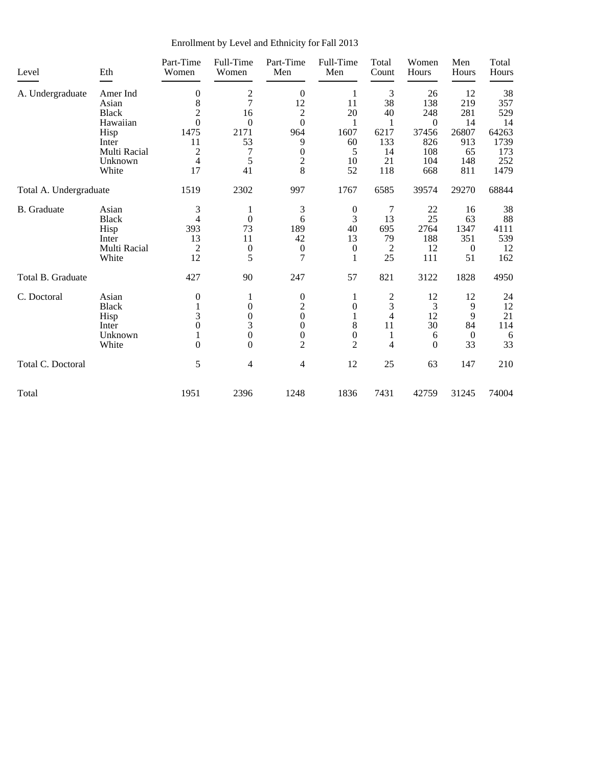Enrollment by Level and Ethnicity for Fall 2013

| Level | Eth | Part-Time Women | Full-Time Women | Part-Time Men | Full-Time Men | Total Count | Women Hours | Men Hours | Total Hours |
|---|---|---|---|---|---|---|---|---|---|
| A. Undergraduate | Amer Ind | 0 | 2 | 0 | 1 | 3 | 26 | 12 | 38 |
| | Asian | 8 | 7 | 12 | 11 | 38 | 138 | 219 | 357 |
| | Black | 2 | 16 | 2 | 20 | 40 | 248 | 281 | 529 |
| | Hawaiian | 0 | 0 | 0 | 1 | 1 | 0 | 14 | 14 |
| | Hisp | 1475 | 2171 | 964 | 1607 | 6217 | 37456 | 26807 | 64263 |
| | Inter | 11 | 53 | 9 | 60 | 133 | 826 | 913 | 1739 |
| | Multi Racial | 2 | 7 | 0 | 5 | 14 | 108 | 65 | 173 |
| | Unknown | 4 | 5 | 2 | 10 | 21 | 104 | 148 | 252 |
| | White | 17 | 41 | 8 | 52 | 118 | 668 | 811 | 1479 |
| Total A. Undergraduate | | 1519 | 2302 | 997 | 1767 | 6585 | 39574 | 29270 | 68844 |
| B. Graduate | Asian | 3 | 1 | 3 | 0 | 7 | 22 | 16 | 38 |
| | Black | 4 | 0 | 6 | 3 | 13 | 25 | 63 | 88 |
| | Hisp | 393 | 73 | 189 | 40 | 695 | 2764 | 1347 | 4111 |
| | Inter | 13 | 11 | 42 | 13 | 79 | 188 | 351 | 539 |
| | Multi Racial | 2 | 0 | 0 | 0 | 2 | 12 | 0 | 12 |
| | White | 12 | 5 | 7 | 1 | 25 | 111 | 51 | 162 |
| Total B. Graduate | | 427 | 90 | 247 | 57 | 821 | 3122 | 1828 | 4950 |
| C. Doctoral | Asian | 0 | 1 | 0 | 1 | 2 | 12 | 12 | 24 |
| | Black | 1 | 0 | 2 | 0 | 3 | 3 | 9 | 12 |
| | Hisp | 3 | 0 | 0 | 1 | 4 | 12 | 9 | 21 |
| | Inter | 0 | 3 | 0 | 8 | 11 | 30 | 84 | 114 |
| | Unknown | 1 | 0 | 0 | 0 | 1 | 6 | 0 | 6 |
| | White | 0 | 0 | 2 | 2 | 4 | 0 | 33 | 33 |
| Total C. Doctoral | | 5 | 4 | 4 | 12 | 25 | 63 | 147 | 210 |
| Total | | 1951 | 2396 | 1248 | 1836 | 7431 | 42759 | 31245 | 74004 |